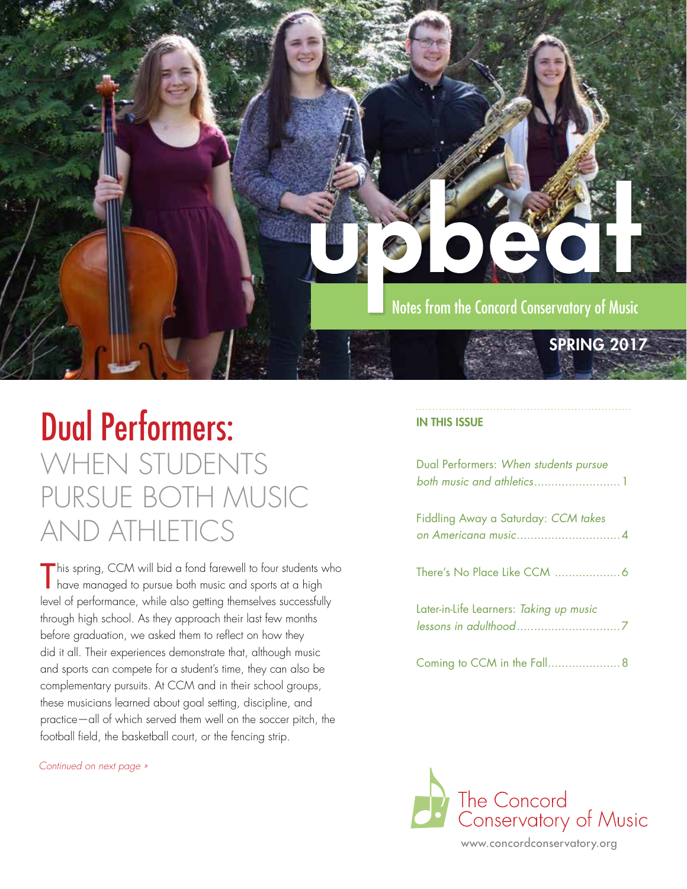# upbeat

Notes from the Concord Conservatory of Music

SPRING 2017

# Dual Performers:

## WHEN STUDENTS PURSUE BOTH MUSIC AND ATHLETICS

This spring, CCM will bid a fond farewell to four students who have managed to pursue both music and sports at a high level of performance, while also getting themselves successfully through high school. As they approach their last few months before graduation, we asked them to reflect on how they did it all. Their experiences demonstrate that, although music and sports can compete for a student's time, they can also be complementary pursuits. At CCM and in their school groups, these musicians learned about goal setting, discipline, and practice—all of which served them well on the soccer pitch, the football field, the basketball court, or the fencing strip.

*Continued on next page »*

**IN THIS ISSUE**

- Dual Performers: *When students pursue both music and athletics* .......... 1
- Fiddling Away a Saturday: *CCM takes on Americana music* .......... 4
- There's No Place Like CCM .......... 6
- Later-in-Life Learners: *Taking up music lessons in adulthood* .......... 7
- Coming to CCM in the Fall .......... 8

The Concord Conservatory of Music

www.concordconservatory.org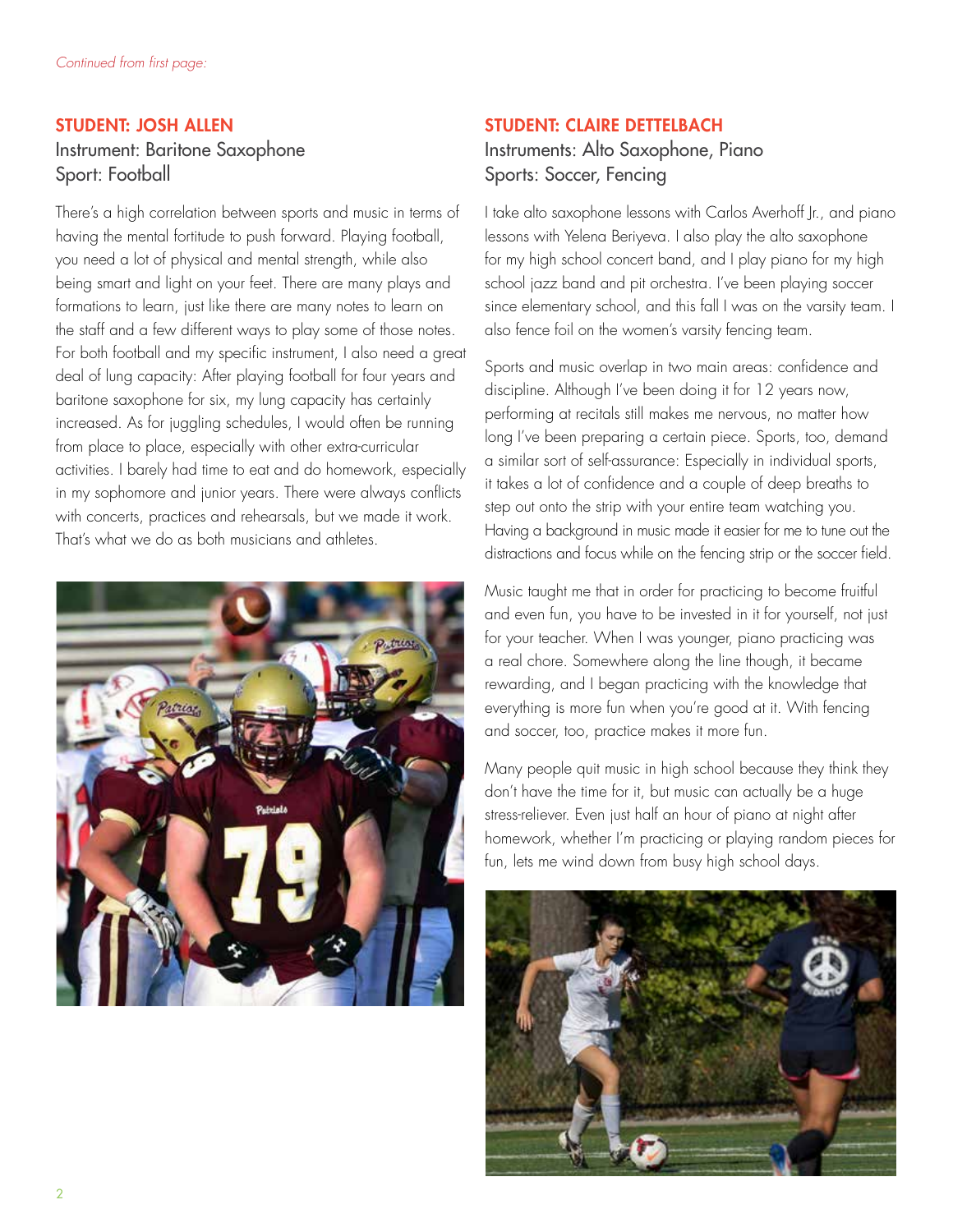*Continued from first page:*

## STUDENT: JOSH ALLEN

Instrument: Baritone Saxophone
Sport: Football

There's a high correlation between sports and music in terms of having the mental fortitude to push forward. Playing football, you need a lot of physical and mental strength, while also being smart and light on your feet. There are many plays and formations to learn, just like there are many notes to learn on the staff and a few different ways to play some of those notes. For both football and my specific instrument, I also need a great deal of lung capacity: After playing football for four years and baritone saxophone for six, my lung capacity has certainly increased. As for juggling schedules, I would often be running from place to place, especially with other extra-curricular activities. I barely had time to eat and do homework, especially in my sophomore and junior years. There were always conflicts with concerts, practices and rehearsals, but we made it work. That's what we do as both musicians and athletes.

## STUDENT: CLAIRE DETTELBACH

Instruments: Alto Saxophone, Piano
Sports: Soccer, Fencing

I take alto saxophone lessons with Carlos Averhoff Jr., and piano lessons with Yelena Beriyeva. I also play the alto saxophone for my high school concert band, and I play piano for my high school jazz band and pit orchestra. I've been playing soccer since elementary school, and this fall I was on the varsity team. I also fence foil on the women's varsity fencing team.

Sports and music overlap in two main areas: confidence and discipline. Although I've been doing it for 12 years now, performing at recitals still makes me nervous, no matter how long I've been preparing a certain piece. Sports, too, demand a similar sort of self-assurance: Especially in individual sports, it takes a lot of confidence and a couple of deep breaths to step out onto the strip with your entire team watching you. Having a background in music made it easier for me to tune out the distractions and focus while on the fencing strip or the soccer field.

Music taught me that in order for practicing to become fruitful and even fun, you have to be invested in it for yourself, not just for your teacher. When I was younger, piano practicing was a real chore. Somewhere along the line though, it became rewarding, and I began practicing with the knowledge that everything is more fun when you're good at it. With fencing and soccer, too, practice makes it more fun.

Many people quit music in high school because they think they don't have the time for it, but music can actually be a huge stress-reliever. Even just half an hour of piano at night after homework, whether I'm practicing or playing random pieces for fun, lets me wind down from busy high school days.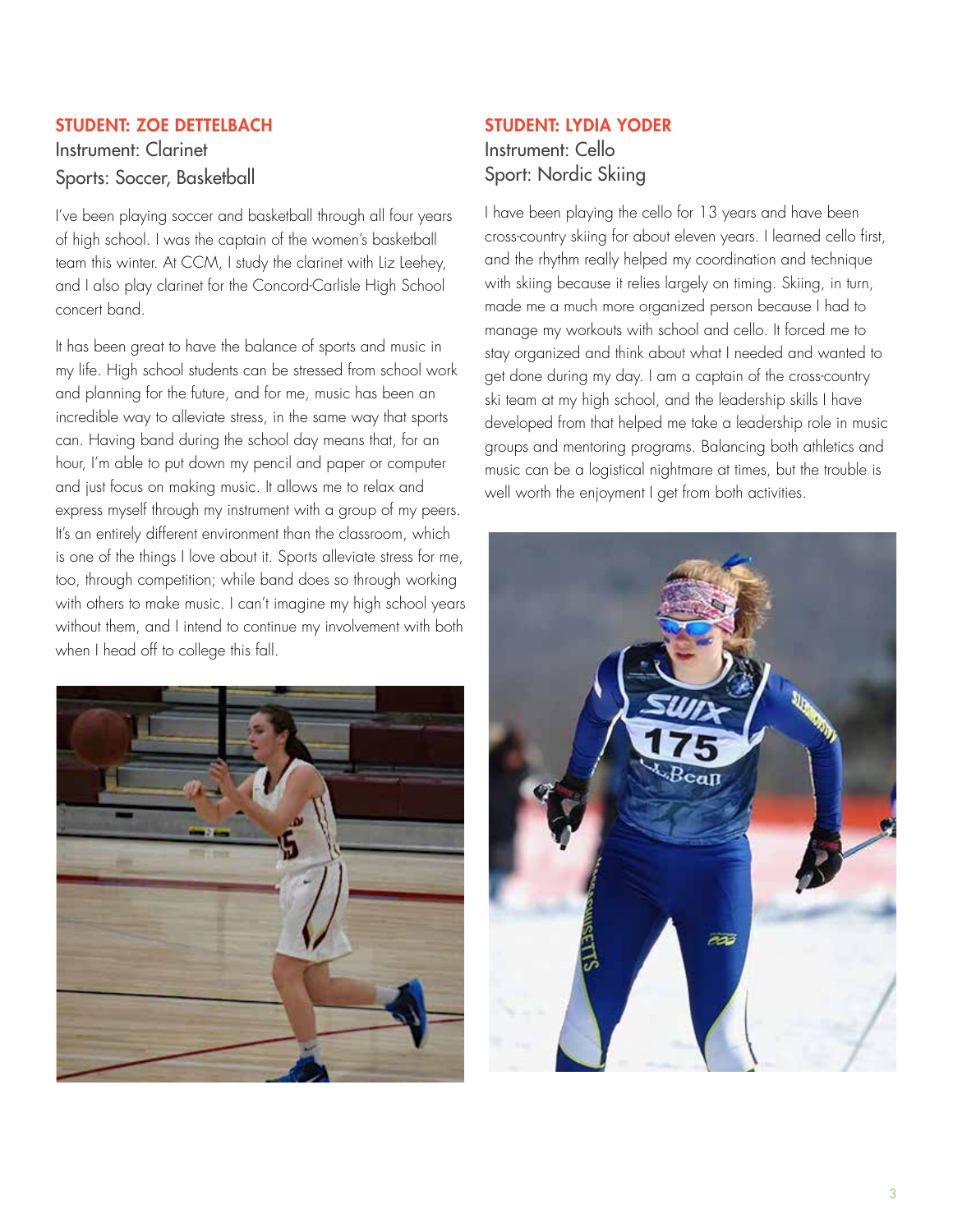### STUDENT: ZOE DETTELBACH

Instrument: Clarinet
Sports: Soccer, Basketball

I've been playing soccer and basketball through all four years of high school. I was the captain of the women's basketball team this winter. At CCM, I study the clarinet with Liz Leehey, and I also play clarinet for the Concord-Carlisle High School concert band.

It has been great to have the balance of sports and music in my life. High school students can be stressed from school work and planning for the future, and for me, music has been an incredible way to alleviate stress, in the same way that sports can. Having band during the school day means that, for an hour, I'm able to put down my pencil and paper or computer and just focus on making music. It allows me to relax and express myself through my instrument with a group of my peers. It's an entirely different environment than the classroom, which is one of the things I love about it. Sports alleviate stress for me, too, through competition; while band does so through working with others to make music. I can't imagine my high school years without them, and I intend to continue my involvement with both when I head off to college this fall.

### STUDENT: LYDIA YODER

Instrument: Cello
Sport: Nordic Skiing

I have been playing the cello for 13 years and have been cross-country skiing for about eleven years. I learned cello first, and the rhythm really helped my coordination and technique with skiing because it relies largely on timing. Skiing, in turn, made me a much more organized person because I had to manage my workouts with school and cello. It forced me to stay organized and think about what I needed and wanted to get done during my day. I am a captain of the cross-country ski team at my high school, and the leadership skills I have developed from that helped me take a leadership role in music groups and mentoring programs. Balancing both athletics and music can be a logistical nightmare at times, but the trouble is well worth the enjoyment I get from both activities.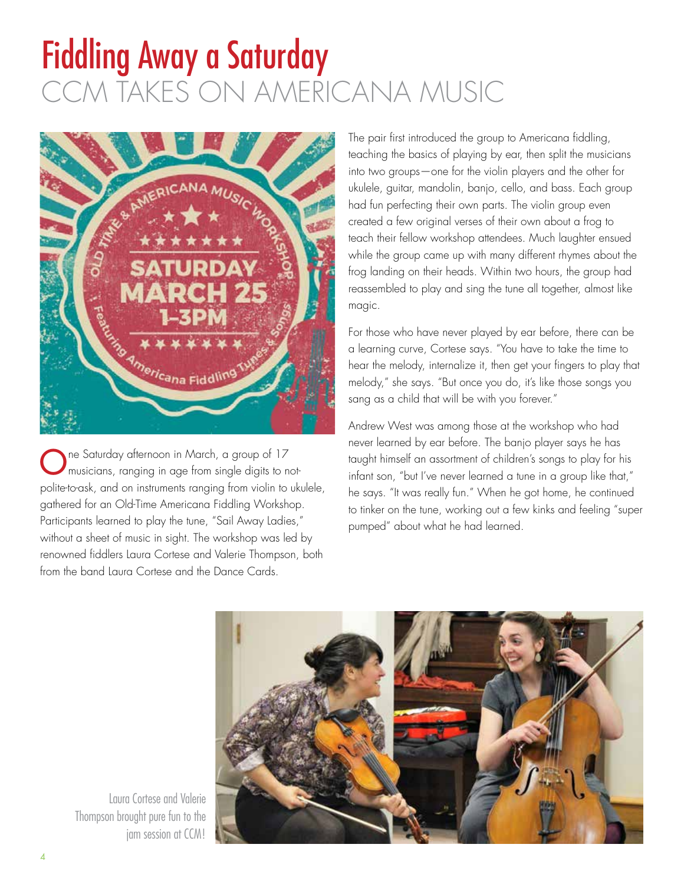# Fiddling Away a Saturday

## CCM TAKES ON AMERICANA MUSIC

One Saturday afternoon in March, a group of 17 musicians, ranging in age from single digits to not-polite-to-ask, and on instruments ranging from violin to ukulele, gathered for an Old-Time Americana Fiddling Workshop. Participants learned to play the tune, "Sail Away Ladies," without a sheet of music in sight. The workshop was led by renowned fiddlers Laura Cortese and Valerie Thompson, both from the band Laura Cortese and the Dance Cards.

The pair first introduced the group to Americana fiddling, teaching the basics of playing by ear, then split the musicians into two groups—one for the violin players and the other for ukulele, guitar, mandolin, banjo, cello, and bass. Each group had fun perfecting their own parts. The violin group even created a few original verses of their own about a frog to teach their fellow workshop attendees. Much laughter ensued while the group came up with many different rhymes about the frog landing on their heads. Within two hours, the group had reassembled to play and sing the tune all together, almost like magic.

For those who have never played by ear before, there can be a learning curve, Cortese says. "You have to take the time to hear the melody, internalize it, then get your fingers to play that melody," she says. "But once you do, it's like those songs you sang as a child that will be with you forever."

Andrew West was among those at the workshop who had never learned by ear before. The banjo player says he has taught himself an assortment of children's songs to play for his infant son, "but I've never learned a tune in a group like that," he says. "It was really fun." When he got home, he continued to tinker on the tune, working out a few kinks and feeling "super pumped" about what he had learned.

Laura Cortese and Valerie Thompson brought pure fun to the jam session at CCM!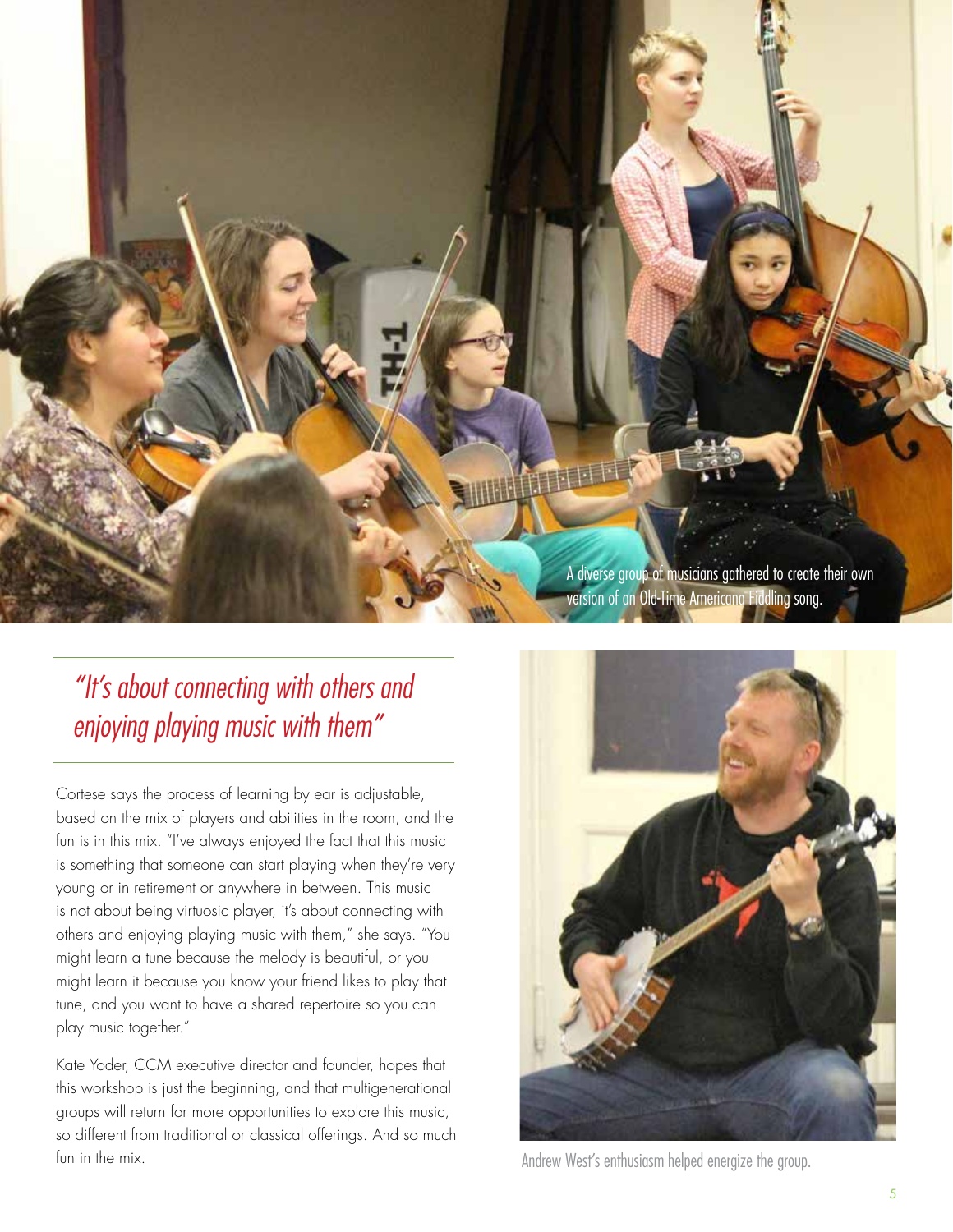A diverse group of musicians gathered to create their own version of an Old-Time Americana Fiddling song.

*"It's about connecting with others and enjoying playing music with them"*

Cortese says the process of learning by ear is adjustable, based on the mix of players and abilities in the room, and the fun is in this mix. "I've always enjoyed the fact that this music is something that someone can start playing when they're very young or in retirement or anywhere in between. This music is not about being virtuosic player, it's about connecting with others and enjoying playing music with them," she says. "You might learn a tune because the melody is beautiful, or you might learn it because you know your friend likes to play that tune, and you want to have a shared repertoire so you can play music together."

Kate Yoder, CCM executive director and founder, hopes that this workshop is just the beginning, and that multigenerational groups will return for more opportunities to explore this music, so different from traditional or classical offerings. And so much fun in the mix.

Andrew West's enthusiasm helped energize the group.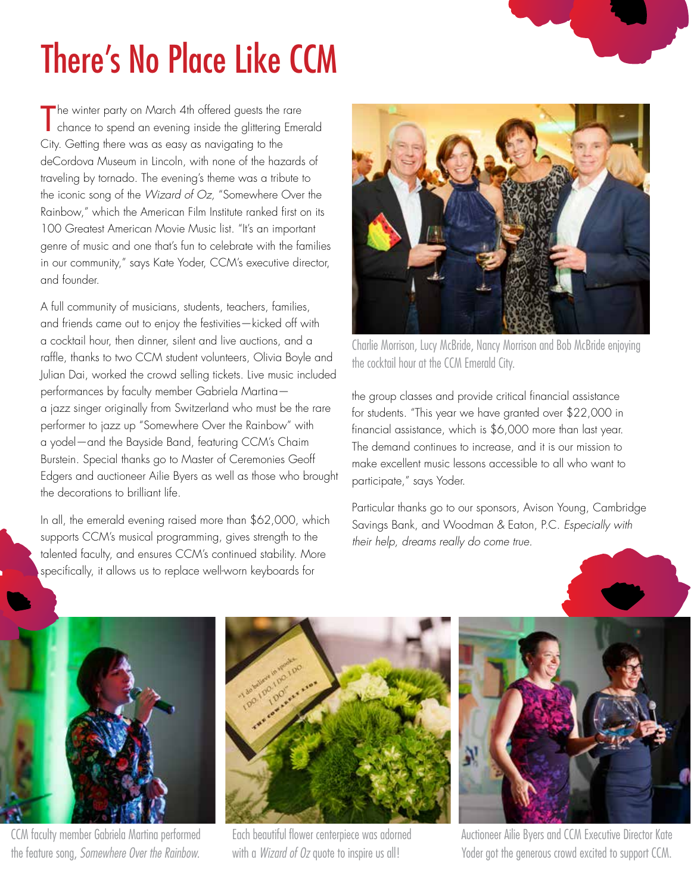# There's No Place Like CCM

The winter party on March 4th offered guests the rare chance to spend an evening inside the glittering Emerald City. Getting there was as easy as navigating to the deCordova Museum in Lincoln, with none of the hazards of traveling by tornado. The evening's theme was a tribute to the iconic song of the *Wizard of Oz,* "Somewhere Over the Rainbow," which the American Film Institute ranked first on its 100 Greatest American Movie Music list. "It's an important genre of music and one that's fun to celebrate with the families in our community," says Kate Yoder, CCM's executive director, and founder.

A full community of musicians, students, teachers, families, and friends came out to enjoy the festivities—kicked off with a cocktail hour, then dinner, silent and live auctions, and a raffle, thanks to two CCM student volunteers, Olivia Boyle and Julian Dai, worked the crowd selling tickets. Live music included performances by faculty member Gabriela Martina—a jazz singer originally from Switzerland who must be the rare performer to jazz up "Somewhere Over the Rainbow" with a yodel—and the Bayside Band, featuring CCM's Chaim Burstein. Special thanks go to Master of Ceremonies Geoff Edgers and auctioneer Ailie Byers as well as those who brought the decorations to brilliant life.

In all, the emerald evening raised more than $62,000, which supports CCM's musical programming, gives strength to the talented faculty, and ensures CCM's continued stability. More specifically, it allows us to replace well-worn keyboards for the group classes and provide critical financial assistance for students. "This year we have granted over $22,000 in financial assistance, which is $6,000 more than last year. The demand continues to increase, and it is our mission to make excellent music lessons accessible to all who want to participate," says Yoder.

Charlie Morrison, Lucy McBride, Nancy Morrison and Bob McBride enjoying the cocktail hour at the CCM Emerald City.

Particular thanks go to our sponsors, Avison Young, Cambridge Savings Bank, and Woodman & Eaton, P.C. *Especially with their help, dreams really do come true.*

CCM faculty member Gabriela Martina performed the feature song, *Somewhere Over the Rainbow.*

Each beautiful flower centerpiece was adorned with a *Wizard of Oz* quote to inspire us all!

Auctioneer Ailie Byers and CCM Executive Director Kate Yoder got the generous crowd excited to support CCM.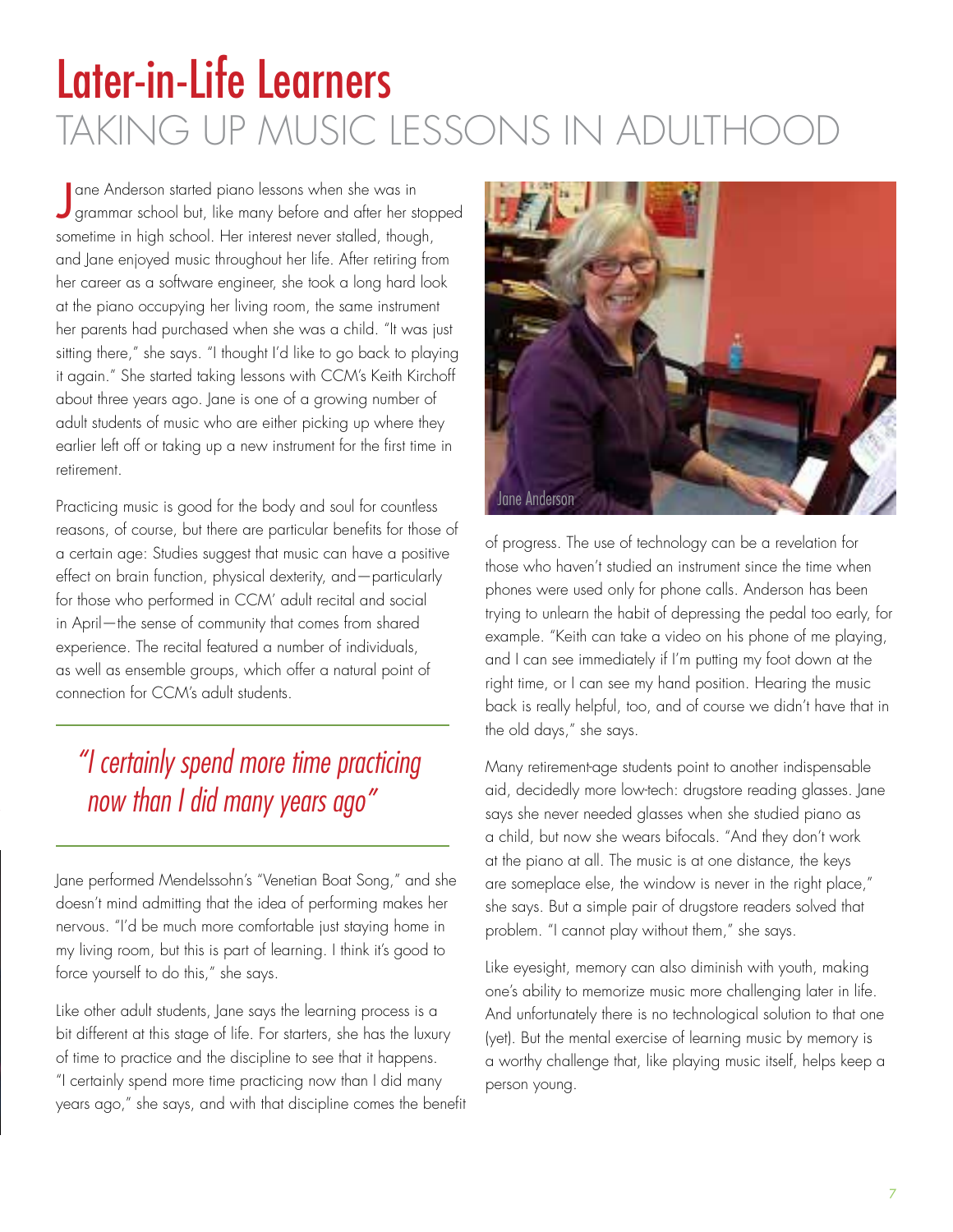# Later-in-Life Learners

## TAKING UP MUSIC LESSONS IN ADULTHOOD

Jane Anderson started piano lessons when she was in grammar school but, like many before and after her stopped sometime in high school. Her interest never stalled, though, and Jane enjoyed music throughout her life. After retiring from her career as a software engineer, she took a long hard look at the piano occupying her living room, the same instrument her parents had purchased when she was a child. "It was just sitting there," she says. "I thought I'd like to go back to playing it again." She started taking lessons with CCM's Keith Kirchoff about three years ago. Jane is one of a growing number of adult students of music who are either picking up where they earlier left off or taking up a new instrument for the first time in retirement.

Practicing music is good for the body and soul for countless reasons, of course, but there are particular benefits for those of a certain age: Studies suggest that music can have a positive effect on brain function, physical dexterity, and—particularly for those who performed in CCM' adult recital and social in April—the sense of community that comes from shared experience. The recital featured a number of individuals, as well as ensemble groups, which offer a natural point of connection for CCM's adult students.

> *"I certainly spend more time practicing now than I did many years ago"*

Jane performed Mendelssohn's "Venetian Boat Song," and she doesn't mind admitting that the idea of performing makes her nervous. "I'd be much more comfortable just staying home in my living room, but this is part of learning. I think it's good to force yourself to do this," she says.

Like other adult students, Jane says the learning process is a bit different at this stage of life. For starters, she has the luxury of time to practice and the discipline to see that it happens. "I certainly spend more time practicing now than I did many years ago," she says, and with that discipline comes the benefit of progress. The use of technology can be a revelation for those who haven't studied an instrument since the time when phones were used only for phone calls. Anderson has been trying to unlearn the habit of depressing the pedal too early, for example. "Keith can take a video on his phone of me playing, and I can see immediately if I'm putting my foot down at the right time, or I can see my hand position. Hearing the music back is really helpful, too, and of course we didn't have that in the old days," she says.

Jane Anderson

Many retirement-age students point to another indispensable aid, decidedly more low-tech: drugstore reading glasses. Jane says she never needed glasses when she studied piano as a child, but now she wears bifocals. "And they don't work at the piano at all. The music is at one distance, the keys are someplace else, the window is never in the right place," she says. But a simple pair of drugstore readers solved that problem. "I cannot play without them," she says.

Like eyesight, memory can also diminish with youth, making one's ability to memorize music more challenging later in life. And unfortunately there is no technological solution to that one (yet). But the mental exercise of learning music by memory is a worthy challenge that, like playing music itself, helps keep a person young.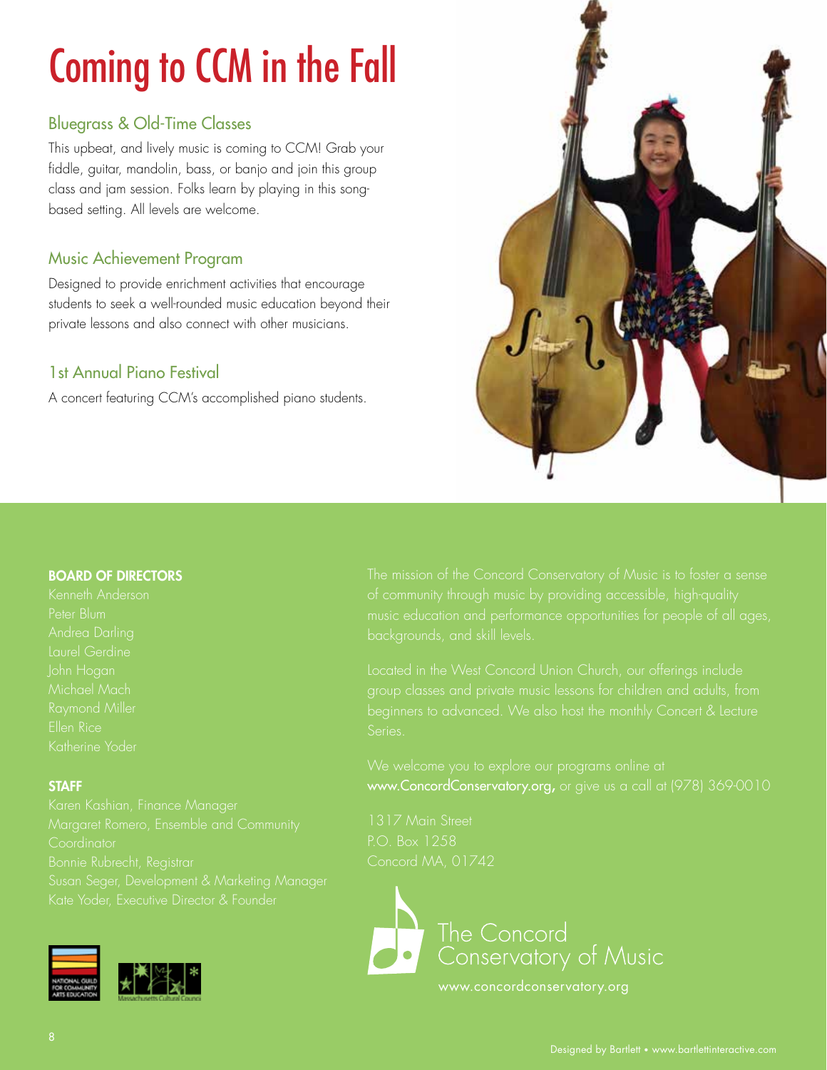# Coming to CCM in the Fall

## Bluegrass & Old-Time Classes

This upbeat, and lively music is coming to CCM! Grab your fiddle, guitar, mandolin, bass, or banjo and join this group class and jam session. Folks learn by playing in this song-based setting. All levels are welcome.

## Music Achievement Program

Designed to provide enrichment activities that encourage students to seek a well-rounded music education beyond their private lessons and also connect with other musicians.

## 1st Annual Piano Festival

A concert featuring CCM's accomplished piano students.

**BOARD OF DIRECTORS**

Kenneth Anderson
Peter Blum
Andrea Darling
Laurel Gerdine
John Hogan
Michael Mach
Raymond Miller
Ellen Rice
Katherine Yoder

**STAFF**

Karen Kashian, Finance Manager
Margaret Romero, Ensemble and Community Coordinator
Bonnie Rubrecht, Registrar
Susan Seger, Development & Marketing Manager
Kate Yoder, Executive Director & Founder

NATIONAL GUILD FOR COMMUNITY ARTS EDUCATION

Massachusetts Cultural Council

The mission of the Concord Conservatory of Music is to foster a sense of community through music by providing accessible, high-quality music education and performance opportunities for people of all ages, backgrounds, and skill levels.

Located in the West Concord Union Church, our offerings include group classes and private music lessons for children and adults, from beginners to advanced. We also host the monthly Concert & Lecture Series.

We welcome you to explore our programs online at **www.ConcordConservatory.org,** or give us a call at (978) 369-0010

1317 Main Street
P.O. Box 1258
Concord MA, 01742

The Concord Conservatory of Music
www.concordconservatory.org

Designed by Bartlett • www.bartlettinteractive.com